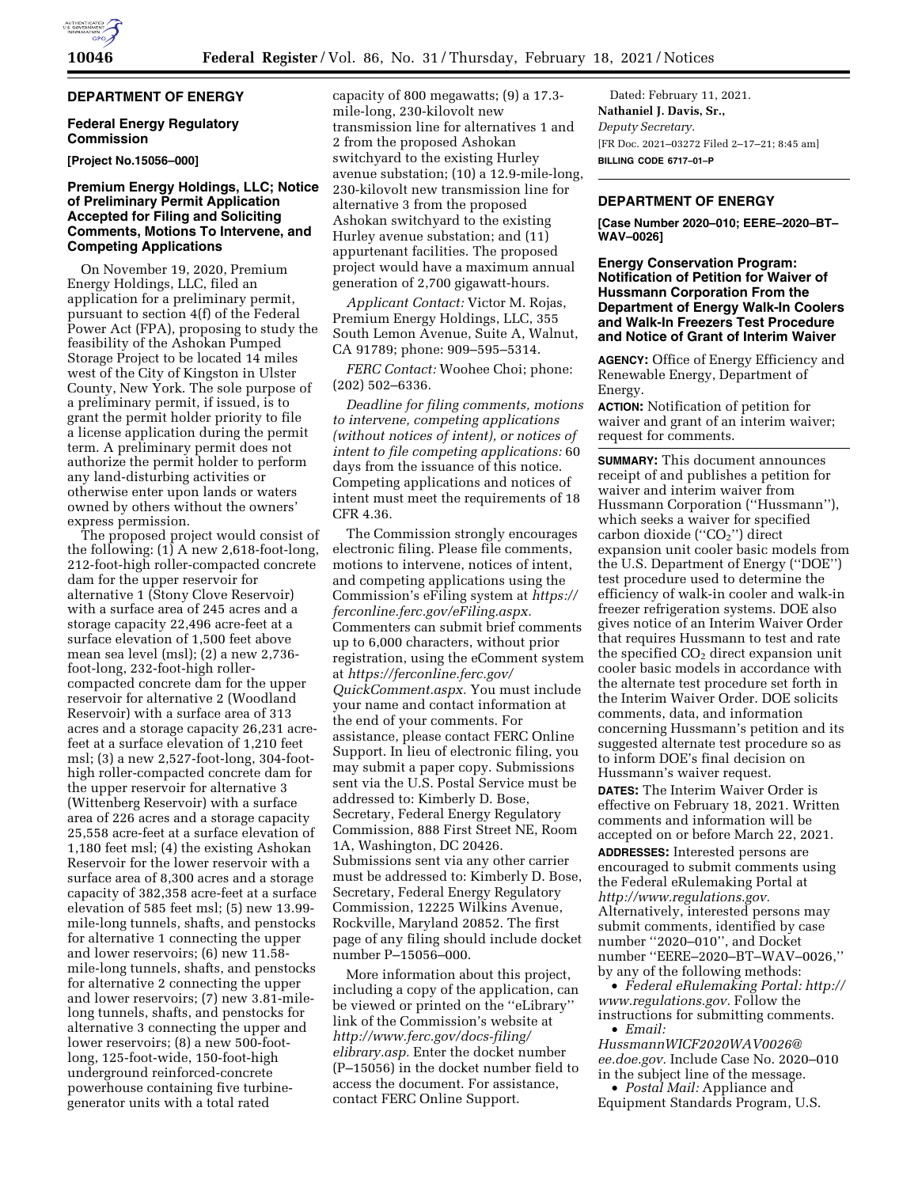## DEPARTMENT OF ENERGY

### Federal Energy Regulatory Commission

**[Project No.15056–000]**

### Premium Energy Holdings, LLC; Notice of Preliminary Permit Application Accepted for Filing and Soliciting Comments, Motions To Intervene, and Competing Applications

On November 19, 2020, Premium Energy Holdings, LLC, filed an application for a preliminary permit, pursuant to section 4(f) of the Federal Power Act (FPA), proposing to study the feasibility of the Ashokan Pumped Storage Project to be located 14 miles west of the City of Kingston in Ulster County, New York. The sole purpose of a preliminary permit, if issued, is to grant the permit holder priority to file a license application during the permit term. A preliminary permit does not authorize the permit holder to perform any land-disturbing activities or otherwise enter upon lands or waters owned by others without the owners' express permission.

The proposed project would consist of the following: (1) A new 2,618-foot-long, 212-foot-high roller-compacted concrete dam for the upper reservoir for alternative 1 (Stony Clove Reservoir) with a surface area of 245 acres and a storage capacity 22,496 acre-feet at a surface elevation of 1,500 feet above mean sea level (msl); (2) a new 2,736-foot-long, 232-foot-high roller-compacted concrete dam for the upper reservoir for alternative 2 (Woodland Reservoir) with a surface area of 313 acres and a storage capacity 26,231 acre-feet at a surface elevation of 1,210 feet msl; (3) a new 2,527-foot-long, 304-foot-high roller-compacted concrete dam for the upper reservoir for alternative 3 (Wittenberg Reservoir) with a surface area of 226 acres and a storage capacity 25,558 acre-feet at a surface elevation of 1,180 feet msl; (4) the existing Ashokan Reservoir for the lower reservoir with a surface area of 8,300 acres and a storage capacity of 382,358 acre-feet at a surface elevation of 585 feet msl; (5) new 13.99-mile-long tunnels, shafts, and penstocks for alternative 1 connecting the upper and lower reservoirs; (6) new 11.58-mile-long tunnels, shafts, and penstocks for alternative 2 connecting the upper and lower reservoirs; (7) new 3.81-mile-long tunnels, shafts, and penstocks for alternative 3 connecting the upper and lower reservoirs; (8) a new 500-foot-long, 125-foot-wide, 150-foot-high underground reinforced-concrete powerhouse containing five turbine-generator units with a total rated capacity of 800 megawatts; (9) a 17.3-mile-long, 230-kilovolt new transmission line for alternatives 1 and 2 from the proposed Ashokan switchyard to the existing Hurley avenue substation; (10) a 12.9-mile-long, 230-kilovolt new transmission line for alternative 3 from the proposed Ashokan switchyard to the existing Hurley avenue substation; and (11) appurtenant facilities. The proposed project would have a maximum annual generation of 2,700 gigawatt-hours.

*Applicant Contact:* Victor M. Rojas, Premium Energy Holdings, LLC, 355 South Lemon Avenue, Suite A, Walnut, CA 91789; phone: 909–595–5314.

*FERC Contact:* Woohee Choi; phone: (202) 502–6336.

*Deadline for filing comments, motions to intervene, competing applications (without notices of intent), or notices of intent to file competing applications:* 60 days from the issuance of this notice. Competing applications and notices of intent must meet the requirements of 18 CFR 4.36.

The Commission strongly encourages electronic filing. Please file comments, motions to intervene, notices of intent, and competing applications using the Commission's eFiling system at *https://ferconline.ferc.gov/eFiling.aspx.* Commenters can submit brief comments up to 6,000 characters, without prior registration, using the eComment system at *https://ferconline.ferc.gov/QuickComment.aspx.* You must include your name and contact information at the end of your comments. For assistance, please contact FERC Online Support. In lieu of electronic filing, you may submit a paper copy. Submissions sent via the U.S. Postal Service must be addressed to: Kimberly D. Bose, Secretary, Federal Energy Regulatory Commission, 888 First Street NE, Room 1A, Washington, DC 20426. Submissions sent via any other carrier must be addressed to: Kimberly D. Bose, Secretary, Federal Energy Regulatory Commission, 12225 Wilkins Avenue, Rockville, Maryland 20852. The first page of any filing should include docket number P–15056–000.

More information about this project, including a copy of the application, can be viewed or printed on the "eLibrary" link of the Commission's website at *http://www.ferc.gov/docs-filing/elibrary.asp.* Enter the docket number (P–15056) in the docket number field to access the document. For assistance, contact FERC Online Support.

Dated: February 11, 2021.

**Nathaniel J. Davis, Sr.,**

*Deputy Secretary.*

[FR Doc. 2021–03272 Filed 2–17–21; 8:45 am]

**BILLING CODE 6717–01–P**

## DEPARTMENT OF ENERGY

**[Case Number 2020–010; EERE–2020–BT–WAV–0026]**

### Energy Conservation Program: Notification of Petition for Waiver of Hussmann Corporation From the Department of Energy Walk-In Coolers and Walk-In Freezers Test Procedure and Notice of Grant of Interim Waiver

**AGENCY:** Office of Energy Efficiency and Renewable Energy, Department of Energy.

**ACTION:** Notification of petition for waiver and grant of an interim waiver; request for comments.

**SUMMARY:** This document announces receipt of and publishes a petition for waiver and interim waiver from Hussmann Corporation ("Hussmann"), which seeks a waiver for specified carbon dioxide ("$CO_2$") direct expansion unit cooler basic models from the U.S. Department of Energy ("DOE") test procedure used to determine the efficiency of walk-in cooler and walk-in freezer refrigeration systems. DOE also gives notice of an Interim Waiver Order that requires Hussmann to test and rate the specified $CO_2$ direct expansion unit cooler basic models in accordance with the alternate test procedure set forth in the Interim Waiver Order. DOE solicits comments, data, and information concerning Hussmann's petition and its suggested alternate test procedure so as to inform DOE's final decision on Hussmann's waiver request.

**DATES:** The Interim Waiver Order is effective on February 18, 2021. Written comments and information will be accepted on or before March 22, 2021.

**ADDRESSES:** Interested persons are encouraged to submit comments using the Federal eRulemaking Portal at *http://www.regulations.gov.* Alternatively, interested persons may submit comments, identified by case number "2020–010", and Docket number "EERE–2020–BT–WAV–0026," by any of the following methods:

- *Federal eRulemaking Portal: http://www.regulations.gov.* Follow the instructions for submitting comments.
- *Email: HussmannWICF2020WAV0026@ee.doe.gov.* Include Case No. 2020–010 in the subject line of the message.
- *Postal Mail:* Appliance and Equipment Standards Program, U.S.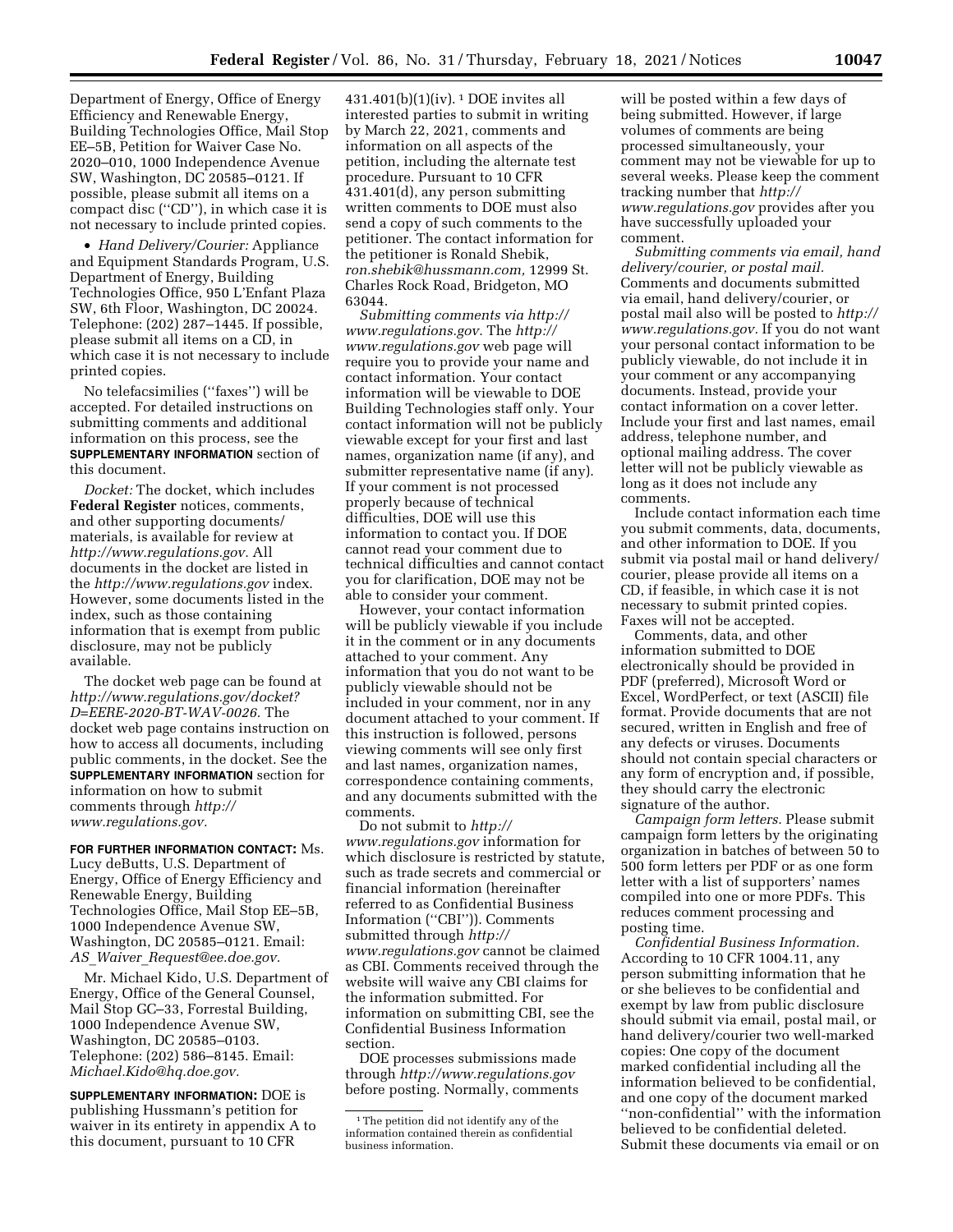Department of Energy, Office of Energy Efficiency and Renewable Energy, Building Technologies Office, Mail Stop EE–5B, Petition for Waiver Case No. 2020–010, 1000 Independence Avenue SW, Washington, DC 20585–0121. If possible, please submit all items on a compact disc (''CD''), in which case it is not necessary to include printed copies.

- *Hand Delivery/Courier:* Appliance and Equipment Standards Program, U.S. Department of Energy, Building Technologies Office, 950 L'Enfant Plaza SW, 6th Floor, Washington, DC 20024. Telephone: (202) 287–1445. If possible, please submit all items on a CD, in which case it is not necessary to include printed copies.

No telefacsimilies (''faxes'') will be accepted. For detailed instructions on submitting comments and additional information on this process, see the **SUPPLEMENTARY INFORMATION** section of this document.

*Docket:* The docket, which includes **Federal Register** notices, comments, and other supporting documents/materials, is available for review at *http://www.regulations.gov.* All documents in the docket are listed in the *http://www.regulations.gov* index. However, some documents listed in the index, such as those containing information that is exempt from public disclosure, may not be publicly available.

The docket web page can be found at *http://www.regulations.gov/docket?D=EERE-2020-BT-WAV-0026.* The docket web page contains instruction on how to access all documents, including public comments, in the docket. See the **SUPPLEMENTARY INFORMATION** section for information on how to submit comments through *http://www.regulations.gov.*

**FOR FURTHER INFORMATION CONTACT:** Ms. Lucy deButts, U.S. Department of Energy, Office of Energy Efficiency and Renewable Energy, Building Technologies Office, Mail Stop EE–5B, 1000 Independence Avenue SW, Washington, DC 20585–0121. Email: *AS_Waiver_Request@ee.doe.gov.*

Mr. Michael Kido, U.S. Department of Energy, Office of the General Counsel, Mail Stop GC–33, Forrestal Building, 1000 Independence Avenue SW, Washington, DC 20585–0103. Telephone: (202) 586–8145. Email: *Michael.Kido@hq.doe.gov.*

**SUPPLEMENTARY INFORMATION:** DOE is publishing Hussmann's petition for waiver in its entirety in appendix A to this document, pursuant to 10 CFR 431.401(b)(1)(iv).[1] DOE invites all interested parties to submit in writing by March 22, 2021, comments and information on all aspects of the petition, including the alternate test procedure. Pursuant to 10 CFR 431.401(d), any person submitting written comments to DOE must also send a copy of such comments to the petitioner. The contact information for the petitioner is Ronald Shebik, *ron.shebik@hussmann.com,* 12999 St. Charles Rock Road, Bridgeton, MO 63044.

*Submitting comments via http://www.regulations.gov.* The *http://www.regulations.gov* web page will require you to provide your name and contact information. Your contact information will be viewable to DOE Building Technologies staff only. Your contact information will not be publicly viewable except for your first and last names, organization name (if any), and submitter representative name (if any). If your comment is not processed properly because of technical difficulties, DOE will use this information to contact you. If DOE cannot read your comment due to technical difficulties and cannot contact you for clarification, DOE may not be able to consider your comment.

However, your contact information will be publicly viewable if you include it in the comment or in any documents attached to your comment. Any information that you do not want to be publicly viewable should not be included in your comment, nor in any document attached to your comment. If this instruction is followed, persons viewing comments will see only first and last names, organization names, correspondence containing comments, and any documents submitted with the comments.

Do not submit to *http://www.regulations.gov* information for which disclosure is restricted by statute, such as trade secrets and commercial or financial information (hereinafter referred to as Confidential Business Information (''CBI'')). Comments submitted through *http://www.regulations.gov* cannot be claimed as CBI. Comments received through the website will waive any CBI claims for the information submitted. For information on submitting CBI, see the Confidential Business Information section.

DOE processes submissions made through *http://www.regulations.gov* before posting. Normally, comments will be posted within a few days of being submitted. However, if large volumes of comments are being processed simultaneously, your comment may not be viewable for up to several weeks. Please keep the comment tracking number that *http://www.regulations.gov* provides after you have successfully uploaded your comment.

*Submitting comments via email, hand delivery/courier, or postal mail.* Comments and documents submitted via email, hand delivery/courier, or postal mail also will be posted to *http://www.regulations.gov.* If you do not want your personal contact information to be publicly viewable, do not include it in your comment or any accompanying documents. Instead, provide your contact information on a cover letter. Include your first and last names, email address, telephone number, and optional mailing address. The cover letter will not be publicly viewable as long as it does not include any comments.

Include contact information each time you submit comments, data, documents, and other information to DOE. If you submit via postal mail or hand delivery/courier, please provide all items on a CD, if feasible, in which case it is not necessary to submit printed copies. Faxes will not be accepted.

Comments, data, and other information submitted to DOE electronically should be provided in PDF (preferred), Microsoft Word or Excel, WordPerfect, or text (ASCII) file format. Provide documents that are not secured, written in English and free of any defects or viruses. Documents should not contain special characters or any form of encryption and, if possible, they should carry the electronic signature of the author.

*Campaign form letters.* Please submit campaign form letters by the originating organization in batches of between 50 to 500 form letters per PDF or as one form letter with a list of supporters' names compiled into one or more PDFs. This reduces comment processing and posting time.

*Confidential Business Information.* According to 10 CFR 1004.11, any person submitting information that he or she believes to be confidential and exempt by law from public disclosure should submit via email, postal mail, or hand delivery/courier two well-marked copies: One copy of the document marked confidential including all the information believed to be confidential, and one copy of the document marked ''non-confidential'' with the information believed to be confidential deleted. Submit these documents via email or on

[1] The petition did not identify any of the information contained therein as confidential business information.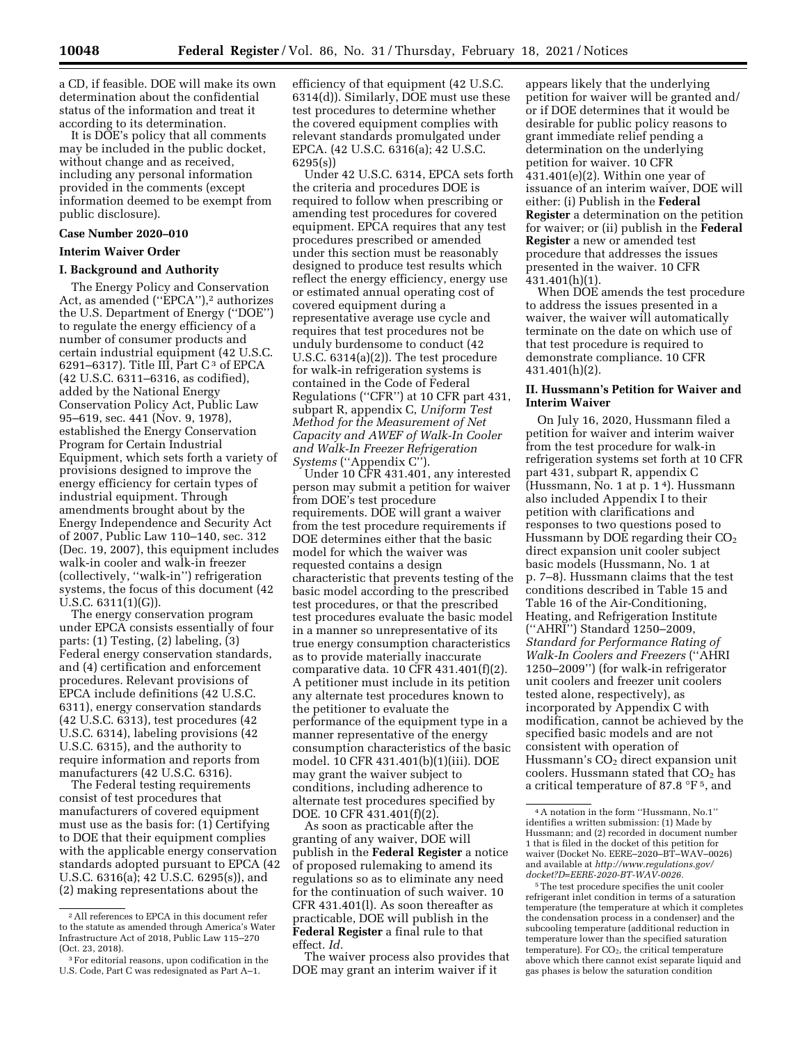a CD, if feasible. DOE will make its own determination about the confidential status of the information and treat it according to its determination.

It is DOE's policy that all comments may be included in the public docket, without change and as received, including any personal information provided in the comments (except information deemed to be exempt from public disclosure).

**Case Number 2020–010**

**Interim Waiver Order**

**I. Background and Authority**

The Energy Policy and Conservation Act, as amended (''EPCA''),[2] authorizes the U.S. Department of Energy (''DOE'') to regulate the energy efficiency of a number of consumer products and certain industrial equipment (42 U.S.C. 6291–6317). Title III, Part C[3] of EPCA (42 U.S.C. 6311–6316, as codified), added by the National Energy Conservation Policy Act, Public Law 95–619, sec. 441 (Nov. 9, 1978), established the Energy Conservation Program for Certain Industrial Equipment, which sets forth a variety of provisions designed to improve the energy efficiency for certain types of industrial equipment. Through amendments brought about by the Energy Independence and Security Act of 2007, Public Law 110–140, sec. 312 (Dec. 19, 2007), this equipment includes walk-in cooler and walk-in freezer (collectively, ''walk-in'') refrigeration systems, the focus of this document (42 U.S.C. 6311(1)(G)).

The energy conservation program under EPCA consists essentially of four parts: (1) Testing, (2) labeling, (3) Federal energy conservation standards, and (4) certification and enforcement procedures. Relevant provisions of EPCA include definitions (42 U.S.C. 6311), energy conservation standards (42 U.S.C. 6313), test procedures (42 U.S.C. 6314), labeling provisions (42 U.S.C. 6315), and the authority to require information and reports from manufacturers (42 U.S.C. 6316).

The Federal testing requirements consist of test procedures that manufacturers of covered equipment must use as the basis for: (1) Certifying to DOE that their equipment complies with the applicable energy conservation standards adopted pursuant to EPCA (42 U.S.C. 6316(a); 42 U.S.C. 6295(s)), and (2) making representations about the efficiency of that equipment (42 U.S.C. 6314(d)). Similarly, DOE must use these test procedures to determine whether the covered equipment complies with relevant standards promulgated under EPCA. (42 U.S.C. 6316(a); 42 U.S.C. 6295(s))

Under 42 U.S.C. 6314, EPCA sets forth the criteria and procedures DOE is required to follow when prescribing or amending test procedures for covered equipment. EPCA requires that any test procedures prescribed or amended under this section must be reasonably designed to produce test results which reflect the energy efficiency, energy use or estimated annual operating cost of covered equipment during a representative average use cycle and requires that test procedures not be unduly burdensome to conduct (42 U.S.C. 6314(a)(2)). The test procedure for walk-in refrigeration systems is contained in the Code of Federal Regulations (''CFR'') at 10 CFR part 431, subpart R, appendix C, *Uniform Test Method for the Measurement of Net Capacity and AWEF of Walk-In Cooler and Walk-In Freezer Refrigeration Systems* (''Appendix C'').

Under 10 CFR 431.401, any interested person may submit a petition for waiver from DOE's test procedure requirements. DOE will grant a waiver from the test procedure requirements if DOE determines either that the basic model for which the waiver was requested contains a design characteristic that prevents testing of the basic model according to the prescribed test procedures, or that the prescribed test procedures evaluate the basic model in a manner so unrepresentative of its true energy consumption characteristics as to provide materially inaccurate comparative data. 10 CFR 431.401(f)(2). A petitioner must include in its petition any alternate test procedures known to the petitioner to evaluate the performance of the equipment type in a manner representative of the energy consumption characteristics of the basic model. 10 CFR 431.401(b)(1)(iii). DOE may grant the waiver subject to conditions, including adherence to alternate test procedures specified by DOE. 10 CFR 431.401(f)(2).

As soon as practicable after the granting of any waiver, DOE will publish in the **Federal Register** a notice of proposed rulemaking to amend its regulations so as to eliminate any need for the continuation of such waiver. 10 CFR 431.401(l). As soon thereafter as practicable, DOE will publish in the **Federal Register** a final rule to that effect. *Id.*

The waiver process also provides that DOE may grant an interim waiver if it appears likely that the underlying petition for waiver will be granted and/or if DOE determines that it would be desirable for public policy reasons to grant immediate relief pending a determination on the underlying petition for waiver. 10 CFR 431.401(e)(2). Within one year of issuance of an interim waiver, DOE will either: (i) Publish in the **Federal Register** a determination on the petition for waiver; or (ii) publish in the **Federal Register** a new or amended test procedure that addresses the issues presented in the waiver. 10 CFR 431.401(h)(1).

When DOE amends the test procedure to address the issues presented in a waiver, the waiver will automatically terminate on the date on which use of that test procedure is required to demonstrate compliance. 10 CFR 431.401(h)(2).

**II. Hussmann's Petition for Waiver and Interim Waiver**

On July 16, 2020, Hussmann filed a petition for waiver and interim waiver from the test procedure for walk-in refrigeration systems set forth at 10 CFR part 431, subpart R, appendix C (Hussmann, No. 1 at p. 1[4]). Hussmann also included Appendix I to their petition with clarifications and responses to two questions posed to Hussmann by DOE regarding their $CO_2$ direct expansion unit cooler subject basic models (Hussmann, No. 1 at p. 7–8). Hussmann claims that the test conditions described in Table 15 and Table 16 of the Air-Conditioning, Heating, and Refrigeration Institute (''AHRI'') Standard 1250–2009, *Standard for Performance Rating of Walk-In Coolers and Freezers* (''AHRI 1250–2009'') (for walk-in refrigerator unit coolers and freezer unit coolers tested alone, respectively), as incorporated by Appendix C with modification, cannot be achieved by the specified basic models and are not consistent with operation of Hussmann's $CO_2$ direct expansion unit coolers. Hussmann stated that $CO_2$ has a critical temperature of 87.8 °F[5], and

---

[2] All references to EPCA in this document refer to the statute as amended through America's Water Infrastructure Act of 2018, Public Law 115–270 (Oct. 23, 2018).

[3] For editorial reasons, upon codification in the U.S. Code, Part C was redesignated as Part A–1.

[4] A notation in the form ''Hussmann, No.1'' identifies a written submission: (1) Made by Hussmann; and (2) recorded in document number 1 that is filed in the docket of this petition for waiver (Docket No. EERE–2020–BT–WAV–0026) and available at *http://www.regulations.gov/docket?D=EERE-2020-BT-WAV-0026.*

[5] The test procedure specifies the unit cooler refrigerant inlet condition in terms of a saturation temperature (the temperature at which it completes the condensation process in a condenser) and the subcooling temperature (additional reduction in temperature lower than the specified saturation temperature). For $CO_2$, the critical temperature above which there cannot exist separate liquid and gas phases is below the saturation condition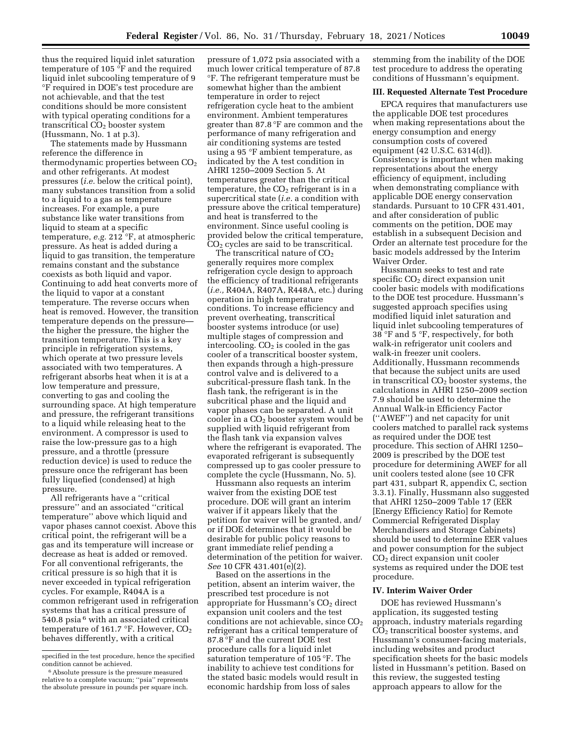thus the required liquid inlet saturation temperature of 105 °F and the required liquid inlet subcooling temperature of 9 °F required in DOE's test procedure are not achievable, and that the test conditions should be more consistent with typical operating conditions for a transcritical $CO_2$ booster system (Hussmann, No. 1 at p.3).

The statements made by Hussmann reference the difference in thermodynamic properties between $CO_2$ and other refrigerants. At modest pressures (*i.e.* below the critical point), many substances transition from a solid to a liquid to a gas as temperature increases. For example, a pure substance like water transitions from liquid to steam at a specific temperature, *e.g.* 212 °F, at atmospheric pressure. As heat is added during a liquid to gas transition, the temperature remains constant and the substance coexists as both liquid and vapor. Continuing to add heat converts more of the liquid to vapor at a constant temperature. The reverse occurs when heat is removed. However, the transition temperature depends on the pressure—the higher the pressure, the higher the transition temperature. This is a key principle in refrigeration systems, which operate at two pressure levels associated with two temperatures. A refrigerant absorbs heat when it is at a low temperature and pressure, converting to gas and cooling the surrounding space. At high temperature and pressure, the refrigerant transitions to a liquid while releasing heat to the environment. A compressor is used to raise the low-pressure gas to a high pressure, and a throttle (pressure reduction device) is used to reduce the pressure once the refrigerant has been fully liquefied (condensed) at high pressure.

All refrigerants have a ''critical pressure'' and an associated ''critical temperature'' above which liquid and vapor phases cannot coexist. Above this critical point, the refrigerant will be a gas and its temperature will increase or decrease as heat is added or removed. For all conventional refrigerants, the critical pressure is so high that it is never exceeded in typical refrigeration cycles. For example, R404A is a common refrigerant used in refrigeration systems that has a critical pressure of 540.8 psia[6] with an associated critical temperature of 161.7 °F. However, $CO_2$ behaves differently, with a critical pressure of 1,072 psia associated with a much lower critical temperature of 87.8 °F. The refrigerant temperature must be somewhat higher than the ambient temperature in order to reject refrigeration cycle heat to the ambient environment. Ambient temperatures greater than 87.8 °F are common and the performance of many refrigeration and air conditioning systems are tested using a 95 °F ambient temperature, as indicated by the A test condition in AHRI 1250–2009 Section 5. At temperatures greater than the critical temperature, the $CO_2$ refrigerant is in a supercritical state (*i.e.* a condition with pressure above the critical temperature) and heat is transferred to the environment. Since useful cooling is provided below the critical temperature, $CO_2$ cycles are said to be transcritical.

The transcritical nature of $CO_2$ generally requires more complex refrigeration cycle design to approach the efficiency of traditional refrigerants (*i.e.,* R404A, R407A, R448A, etc.) during operation in high temperature conditions. To increase efficiency and prevent overheating, transcritical booster systems introduce (or use) multiple stages of compression and intercooling. $CO_2$ is cooled in the gas cooler of a transcritical booster system, then expands through a high-pressure control valve and is delivered to a subcritical-pressure flash tank. In the flash tank, the refrigerant is in the subcritical phase and the liquid and vapor phases can be separated. A unit cooler in a $CO_2$ booster system would be supplied with liquid refrigerant from the flash tank via expansion valves where the refrigerant is evaporated. The evaporated refrigerant is subsequently compressed up to gas cooler pressure to complete the cycle (Hussmann, No. 5).

Hussmann also requests an interim waiver from the existing DOE test procedure. DOE will grant an interim waiver if it appears likely that the petition for waiver will be granted, and/or if DOE determines that it would be desirable for public policy reasons to grant immediate relief pending a determination of the petition for waiver. *See* 10 CFR 431.401(e)(2).

Based on the assertions in the petition, absent an interim waiver, the prescribed test procedure is not appropriate for Hussmann's $CO_2$ direct expansion unit coolers and the test conditions are not achievable, since $CO_2$ refrigerant has a critical temperature of 87.8 °F and the current DOE test procedure calls for a liquid inlet saturation temperature of 105 °F. The inability to achieve test conditions for the stated basic models would result in economic hardship from loss of sales stemming from the inability of the DOE test procedure to address the operating conditions of Hussmann's equipment.

## III. Requested Alternate Test Procedure

EPCA requires that manufacturers use the applicable DOE test procedures when making representations about the energy consumption and energy consumption costs of covered equipment (42 U.S.C. 6314(d)). Consistency is important when making representations about the energy efficiency of equipment, including when demonstrating compliance with applicable DOE energy conservation standards. Pursuant to 10 CFR 431.401, and after consideration of public comments on the petition, DOE may establish in a subsequent Decision and Order an alternate test procedure for the basic models addressed by the Interim Waiver Order.

Hussmann seeks to test and rate specific $CO_2$ direct expansion unit cooler basic models with modifications to the DOE test procedure. Hussmann's suggested approach specifies using modified liquid inlet saturation and liquid inlet subcooling temperatures of 38 °F and 5 °F, respectively, for both walk-in refrigerator unit coolers and walk-in freezer unit coolers. Additionally, Hussmann recommends that because the subject units are used in transcritical $CO_2$ booster systems, the calculations in AHRI 1250–2009 section 7.9 should be used to determine the Annual Walk-in Efficiency Factor (''AWEF'') and net capacity for unit coolers matched to parallel rack systems as required under the DOE test procedure. This section of AHRI 1250–2009 is prescribed by the DOE test procedure for determining AWEF for all unit coolers tested alone (see 10 CFR part 431, subpart R, appendix C, section 3.3.1). Finally, Hussmann also suggested that AHRI 1250–2009 Table 17 (EER [Energy Efficiency Ratio] for Remote Commercial Refrigerated Display Merchandisers and Storage Cabinets) should be used to determine EER values and power consumption for the subject $CO_2$ direct expansion unit cooler systems as required under the DOE test procedure.

## IV. Interim Waiver Order

DOE has reviewed Hussmann's application, its suggested testing approach, industry materials regarding $CO_2$ transcritical booster systems, and Hussmann's consumer-facing materials, including websites and product specification sheets for the basic models listed in Hussmann's petition. Based on this review, the suggested testing approach appears to allow for the

---

specified in the test procedure, hence the specified condition cannot be achieved.

[6] Absolute pressure is the pressure measured relative to a complete vacuum; ''psia'' represents the absolute pressure in pounds per square inch.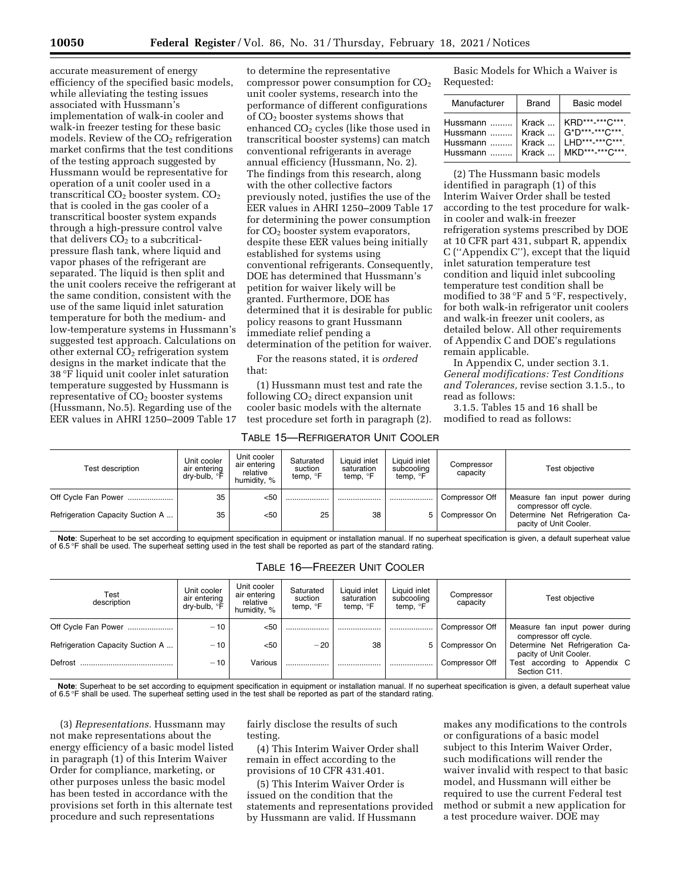accurate measurement of energy efficiency of the specified basic models, while alleviating the testing issues associated with Hussmann's implementation of walk-in cooler and walk-in freezer testing for these basic models. Review of the $CO_2$ refrigeration market confirms that the test conditions of the testing approach suggested by Hussmann would be representative for operation of a unit cooler used in a transcritical $CO_2$ booster system. $CO_2$ that is cooled in the gas cooler of a transcritical booster system expands through a high-pressure control valve that delivers $CO_2$ to a subcritical-pressure flash tank, where liquid and vapor phases of the refrigerant are separated. The liquid is then split and the unit coolers receive the refrigerant at the same condition, consistent with the use of the same liquid inlet saturation temperature for both the medium- and low-temperature systems in Hussmann's suggested test approach. Calculations on other external $CO_2$ refrigeration system designs in the market indicate that the 38 °F liquid unit cooler inlet saturation temperature suggested by Hussmann is representative of $CO_2$ booster systems (Hussmann, No.5). Regarding use of the EER values in AHRI 1250–2009 Table 17 to determine the representative compressor power consumption for $CO_2$ unit cooler systems, research into the performance of different configurations of $CO_2$ booster systems shows that enhanced $CO_2$ cycles (like those used in transcritical booster systems) can match conventional refrigerants in average annual efficiency (Hussmann, No. 2). The findings from this research, along with the other collective factors previously noted, justifies the use of the EER values in AHRI 1250–2009 Table 17 for determining the power consumption for $CO_2$ booster system evaporators, despite these EER values being initially established for systems using conventional refrigerants. Consequently, DOE has determined that Hussmann's petition for waiver likely will be granted. Furthermore, DOE has determined that it is desirable for public policy reasons to grant Hussmann immediate relief pending a determination of the petition for waiver.

For the reasons stated, it is *ordered* that:

(1) Hussmann must test and rate the following $CO_2$ direct expansion unit cooler basic models with the alternate test procedure set forth in paragraph (2).

Basic Models for Which a Waiver is Requested:

| Manufacturer | Brand | Basic model |
|---|---|---|
| Hussmann | Krack | KRD***-***C***. |
| Hussmann | Krack | G*D***-***C***. |
| Hussmann | Krack | LHD***-***C***. |
| Hussmann | Krack | MKD***-***C***. |

(2) The Hussmann basic models identified in paragraph (1) of this Interim Waiver Order shall be tested according to the test procedure for walk-in cooler and walk-in freezer refrigeration systems prescribed by DOE at 10 CFR part 431, subpart R, appendix C ("Appendix C"), except that the liquid inlet saturation temperature test condition and liquid inlet subcooling temperature test condition shall be modified to 38 °F and 5 °F, respectively, for both walk-in refrigerator unit coolers and walk-in freezer unit coolers, as detailed below. All other requirements of Appendix C and DOE's regulations remain applicable.

In Appendix C, under section 3.1. *General modifications: Test Conditions and Tolerances,* revise section 3.1.5., to read as follows:

3.1.5. Tables 15 and 16 shall be modified to read as follows:

TABLE 15—REFRIGERATOR UNIT COOLER

| Test description | Unit cooler air entering dry-bulb, °F | Unit cooler air entering relative humidity, % | Saturated suction temp, °F | Liquid inlet saturation temp, °F | Liquid inlet subcooling temp, °F | Compressor capacity | Test objective |
|---|---|---|---|---|---|---|---|
| Off Cycle Fan Power | 35 | <50 | | | | Compressor Off | Measure fan input power during compressor off cycle. |
| Refrigeration Capacity Suction A | 35 | <50 | 25 | 38 | 5 | Compressor On | Determine Net Refrigeration Capacity of Unit Cooler. |

**Note**: Superheat to be set according to equipment specification in equipment or installation manual. If no superheat specification is given, a default superheat value of 6.5 °F shall be used. The superheat setting used in the test shall be reported as part of the standard rating.

TABLE 16—FREEZER UNIT COOLER

| Test description | Unit cooler air entering dry-bulb, °F | Unit cooler air entering relative humidity, % | Saturated suction temp, °F | Liquid inlet saturation temp, °F | Liquid inlet subcooling temp, °F | Compressor capacity | Test objective |
|---|---|---|---|---|---|---|---|
| Off Cycle Fan Power | −10 | <50 | | | | Compressor Off | Measure fan input power during compressor off cycle. |
| Refrigeration Capacity Suction A | −10 | <50 | −20 | 38 | 5 | Compressor On | Determine Net Refrigeration Capacity of Unit Cooler. |
| Defrost | −10 | Various | | | | Compressor Off | Test according to Appendix C Section C11. |

**Note**: Superheat to be set according to equipment specification in equipment or installation manual. If no superheat specification is given, a default superheat value of 6.5 °F shall be used. The superheat setting used in the test shall be reported as part of the standard rating.

(3) *Representations.* Hussmann may not make representations about the energy efficiency of a basic model listed in paragraph (1) of this Interim Waiver Order for compliance, marketing, or other purposes unless the basic model has been tested in accordance with the provisions set forth in this alternate test procedure and such representations fairly disclose the results of such testing.

(4) This Interim Waiver Order shall remain in effect according to the provisions of 10 CFR 431.401.

(5) This Interim Waiver Order is issued on the condition that the statements and representations provided by Hussmann are valid. If Hussmann makes any modifications to the controls or configurations of a basic model subject to this Interim Waiver Order, such modifications will render the waiver invalid with respect to that basic model, and Hussmann will either be required to use the current Federal test method or submit a new application for a test procedure waiver. DOE may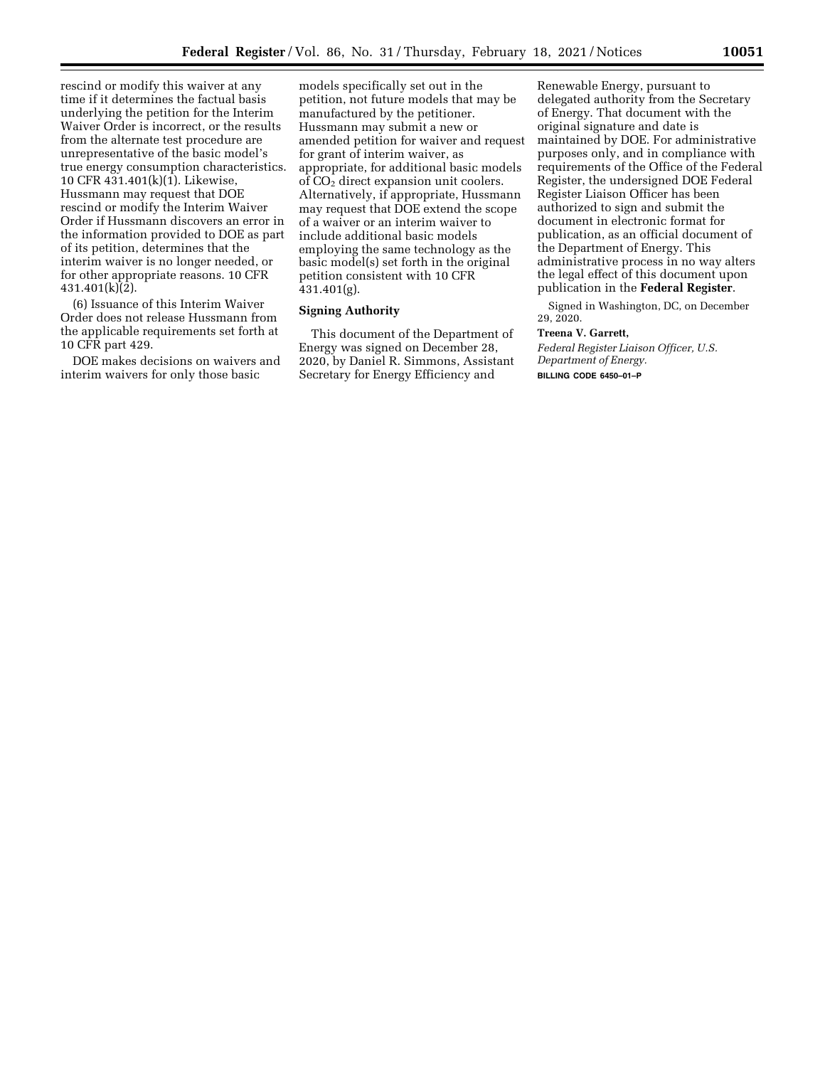rescind or modify this waiver at any time if it determines the factual basis underlying the petition for the Interim Waiver Order is incorrect, or the results from the alternate test procedure are unrepresentative of the basic model's true energy consumption characteristics. 10 CFR 431.401(k)(1). Likewise, Hussmann may request that DOE rescind or modify the Interim Waiver Order if Hussmann discovers an error in the information provided to DOE as part of its petition, determines that the interim waiver is no longer needed, or for other appropriate reasons. 10 CFR 431.401(k)(2).

(6) Issuance of this Interim Waiver Order does not release Hussmann from the applicable requirements set forth at 10 CFR part 429.

DOE makes decisions on waivers and interim waivers for only those basic models specifically set out in the petition, not future models that may be manufactured by the petitioner. Hussmann may submit a new or amended petition for waiver and request for grant of interim waiver, as appropriate, for additional basic models of $CO_2$ direct expansion unit coolers. Alternatively, if appropriate, Hussmann may request that DOE extend the scope of a waiver or an interim waiver to include additional basic models employing the same technology as the basic model(s) set forth in the original petition consistent with 10 CFR 431.401(g).

## Signing Authority

This document of the Department of Energy was signed on December 28, 2020, by Daniel R. Simmons, Assistant Secretary for Energy Efficiency and Renewable Energy, pursuant to delegated authority from the Secretary of Energy. That document with the original signature and date is maintained by DOE. For administrative purposes only, and in compliance with requirements of the Office of the Federal Register, the undersigned DOE Federal Register Liaison Officer has been authorized to sign and submit the document in electronic format for publication, as an official document of the Department of Energy. This administrative process in no way alters the legal effect of this document upon publication in the **Federal Register**.

Signed in Washington, DC, on December 29, 2020.

**Treena V. Garrett,**

*Federal Register Liaison Officer, U.S. Department of Energy.*

BILLING CODE 6450–01–P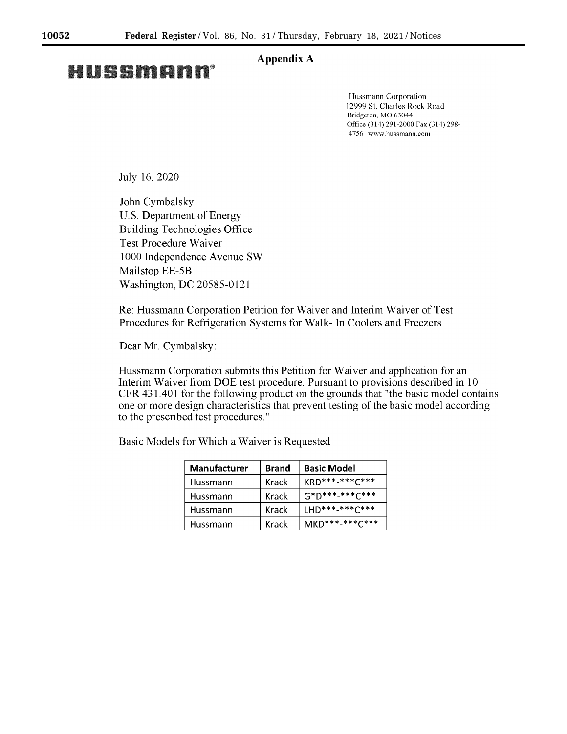## Appendix A

**HUSSMANN**®

Hussmann Corporation
12999 St. Charles Rock Road
Bridgeton, MO 63044
Office (314) 291-2000 Fax (314) 298-4756 www.hussmann.com

July 16, 2020

John Cymbalsky
U.S. Department of Energy
Building Technologies Office
Test Procedure Waiver
1000 Independence Avenue SW
Mailstop EE-5B
Washington, DC 20585-0121

Re: Hussmann Corporation Petition for Waiver and Interim Waiver of Test Procedures for Refrigeration Systems for Walk- In Coolers and Freezers

Dear Mr. Cymbalsky:

Hussmann Corporation submits this Petition for Waiver and application for an Interim Waiver from DOE test procedure. Pursuant to provisions described in 10 CFR 431.401 for the following product on the grounds that "the basic model contains one or more design characteristics that prevent testing of the basic model according to the prescribed test procedures."

Basic Models for Which a Waiver is Requested

| Manufacturer | Brand | Basic Model |
|---|---|---|
| Hussmann | Krack | KRD***-***C*** |
| Hussmann | Krack | G*D***-***C*** |
| Hussmann | Krack | LHD***-***C*** |
| Hussmann | Krack | MKD***-***C*** |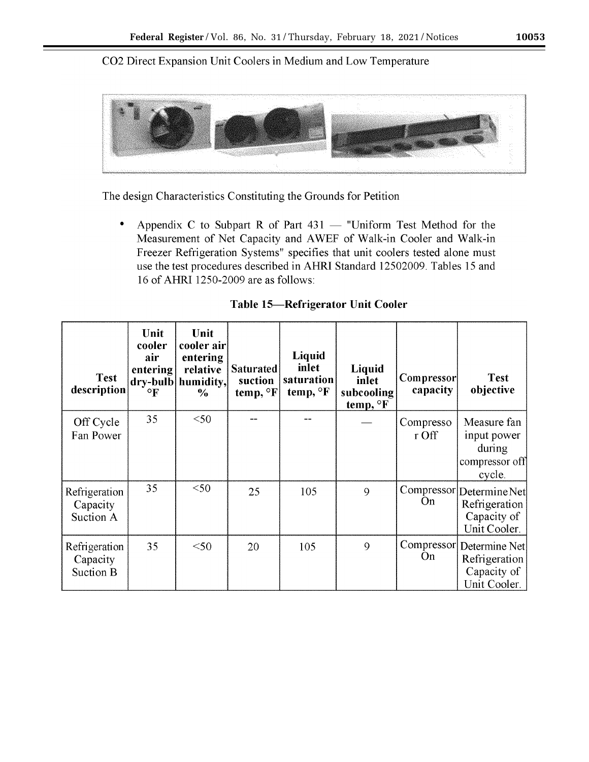CO2 Direct Expansion Unit Coolers in Medium and Low Temperature

The design Characteristics Constituting the Grounds for Petition

- Appendix C to Subpart R of Part 431 — "Uniform Test Method for the Measurement of Net Capacity and AWEF of Walk-in Cooler and Walk-in Freezer Refrigeration Systems" specifies that unit coolers tested alone must use the test procedures described in AHRI Standard 12502009. Tables 15 and 16 of AHRI 1250-2009 are as follows:

**Table 15—Refrigerator Unit Cooler**

| Test description | Unit cooler air entering dry-bulb °F | Unit cooler air entering relative humidity, % | Saturated suction temp, °F | Liquid inlet saturation temp, °F | Liquid inlet subcooling temp, °F | Compressor capacity | Test objective |
|---|---|---|---|---|---|---|---|
| Off Cycle Fan Power | 35 | <50 | -- | -- | — | Compressor Off | Measure fan input power during compressor off cycle. |
| Refrigeration Capacity Suction A | 35 | <50 | 25 | 105 | 9 | Compressor On | Determine Net Refrigeration Capacity of Unit Cooler. |
| Refrigeration Capacity Suction B | 35 | <50 | 20 | 105 | 9 | Compressor On | Determine Net Refrigeration Capacity of Unit Cooler. |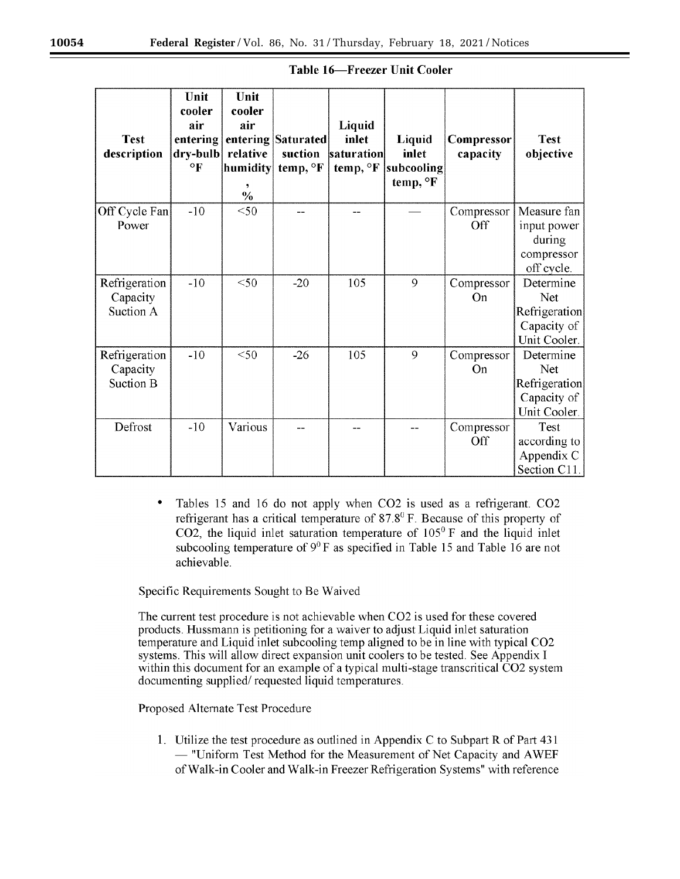**Table 16—Freezer Unit Cooler**

| Test description | Unit cooler air entering dry-bulb °F | Unit cooler air entering relative humidity, % | Saturated suction temp, °F | Liquid inlet saturation temp, °F | Liquid inlet subcooling temp, °F | Compressor capacity | Test objective |
|---|---|---|---|---|---|---|---|
| Off Cycle Fan Power | -10 | <50 | -- | -- | — | Compressor Off | Measure fan input power during compressor off cycle. |
| Refrigeration Capacity Suction A | -10 | <50 | -20 | 105 | 9 | Compressor On | Determine Net Refrigeration Capacity of Unit Cooler. |
| Refrigeration Capacity Suction B | -10 | <50 | -26 | 105 | 9 | Compressor On | Determine Net Refrigeration Capacity of Unit Cooler. |
| Defrost | -10 | Various | -- | -- | -- | Compressor Off | Test according to Appendix C Section C11. |

- Tables 15 and 16 do not apply when $CO_2$ is used as a refrigerant. $CO_2$ refrigerant has a critical temperature of 87.8° F. Because of this property of $CO_2$, the liquid inlet saturation temperature of 105° F and the liquid inlet subcooling temperature of 9° F as specified in Table 15 and Table 16 are not achievable.

Specific Requirements Sought to Be Waived

The current test procedure is not achievable when $CO_2$ is used for these covered products. Hussmann is petitioning for a waiver to adjust Liquid inlet saturation temperature and Liquid inlet subcooling temp aligned to be in line with typical $CO_2$ systems. This will allow direct expansion unit coolers to be tested. See Appendix I within this document for an example of a typical multi-stage transcritical $CO_2$ system documenting supplied/ requested liquid temperatures.

Proposed Alternate Test Procedure

1. Utilize the test procedure as outlined in Appendix C to Subpart R of Part 431 — "Uniform Test Method for the Measurement of Net Capacity and AWEF of Walk-in Cooler and Walk-in Freezer Refrigeration Systems" with reference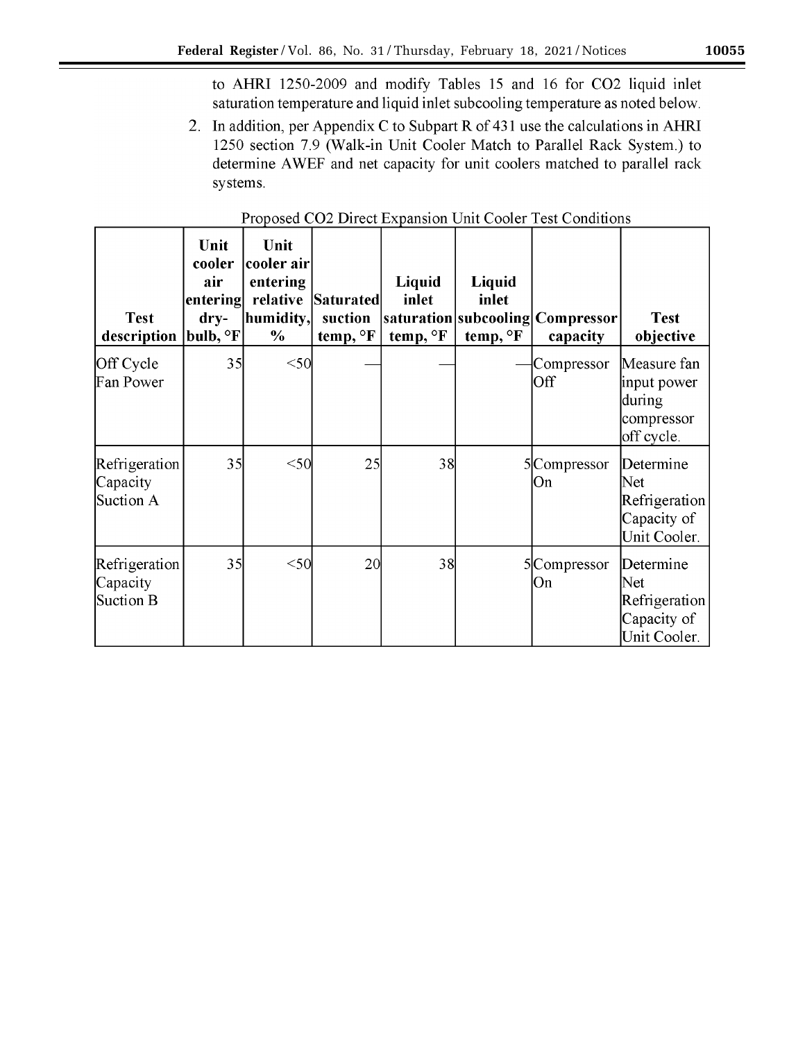to AHRI 1250-2009 and modify Tables 15 and 16 for $CO_2$ liquid inlet saturation temperature and liquid inlet subcooling temperature as noted below.

2. In addition, per Appendix C to Subpart R of 431 use the calculations in AHRI 1250 section 7.9 (Walk-in Unit Cooler Match to Parallel Rack System.) to determine AWEF and net capacity for unit coolers matched to parallel rack systems.

Proposed $CO_2$ Direct Expansion Unit Cooler Test Conditions

| Test description | Unit cooler air entering dry-bulb, °F | Unit cooler air entering relative humidity, % | Saturated suction temp, °F | Liquid inlet saturation temp, °F | Liquid inlet subcooling temp, °F | Compressor capacity | Test objective |
|---|---|---|---|---|---|---|---|
| Off Cycle Fan Power | 35 | <50 | — | — | — | Compressor Off | Measure fan input power during compressor off cycle. |
| Refrigeration Capacity Suction A | 35 | <50 | 25 | 38 | 5 | Compressor On | Determine Net Refrigeration Capacity of Unit Cooler. |
| Refrigeration Capacity Suction B | 35 | <50 | 20 | 38 | 5 | Compressor On | Determine Net Refrigeration Capacity of Unit Cooler. |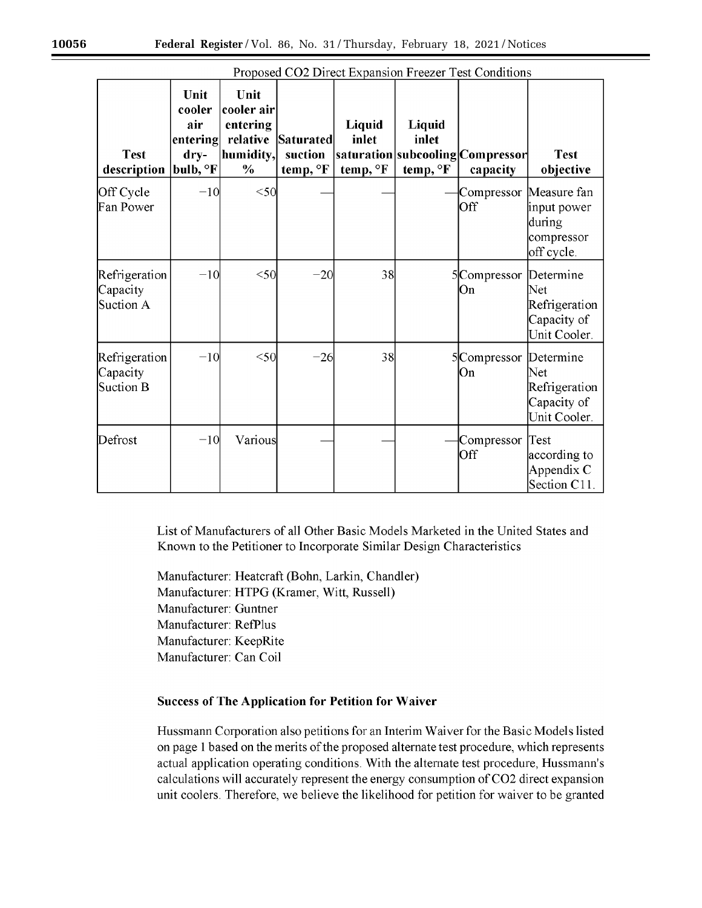Proposed CO2 Direct Expansion Freezer Test Conditions

| Test description | Unit cooler air entering dry-bulb, °F | Unit cooler air entering relative humidity, % | Saturated suction temp, °F | Liquid inlet saturation temp, °F | Liquid inlet subcooling temp, °F | Compressor capacity | Test objective |
|---|---|---|---|---|---|---|---|
| Off Cycle Fan Power | −10 | <50 | — | — | — | Compressor Off | Measure fan input power during compressor off cycle. |
| Refrigeration Capacity Suction A | −10 | <50 | −20 | 38 | 5 | Compressor On | Determine Net Refrigeration Capacity of Unit Cooler. |
| Refrigeration Capacity Suction B | −10 | <50 | −26 | 38 | 5 | Compressor On | Determine Net Refrigeration Capacity of Unit Cooler. |
| Defrost | −10 | Various | — | — | — | Compressor Off | Test according to Appendix C Section C11. |

List of Manufacturers of all Other Basic Models Marketed in the United States and Known to the Petitioner to Incorporate Similar Design Characteristics

Manufacturer: Heatcraft (Bohn, Larkin, Chandler)
Manufacturer: HTPG (Kramer, Witt, Russell)
Manufacturer: Guntner
Manufacturer: RefPlus
Manufacturer: KeepRite
Manufacturer: Can Coil

**Success of The Application for Petition for Waiver**

Hussmann Corporation also petitions for an Interim Waiver for the Basic Models listed on page 1 based on the merits of the proposed alternate test procedure, which represents actual application operating conditions. With the alternate test procedure, Hussmann's calculations will accurately represent the energy consumption of CO2 direct expansion unit coolers. Therefore, we believe the likelihood for petition for waiver to be granted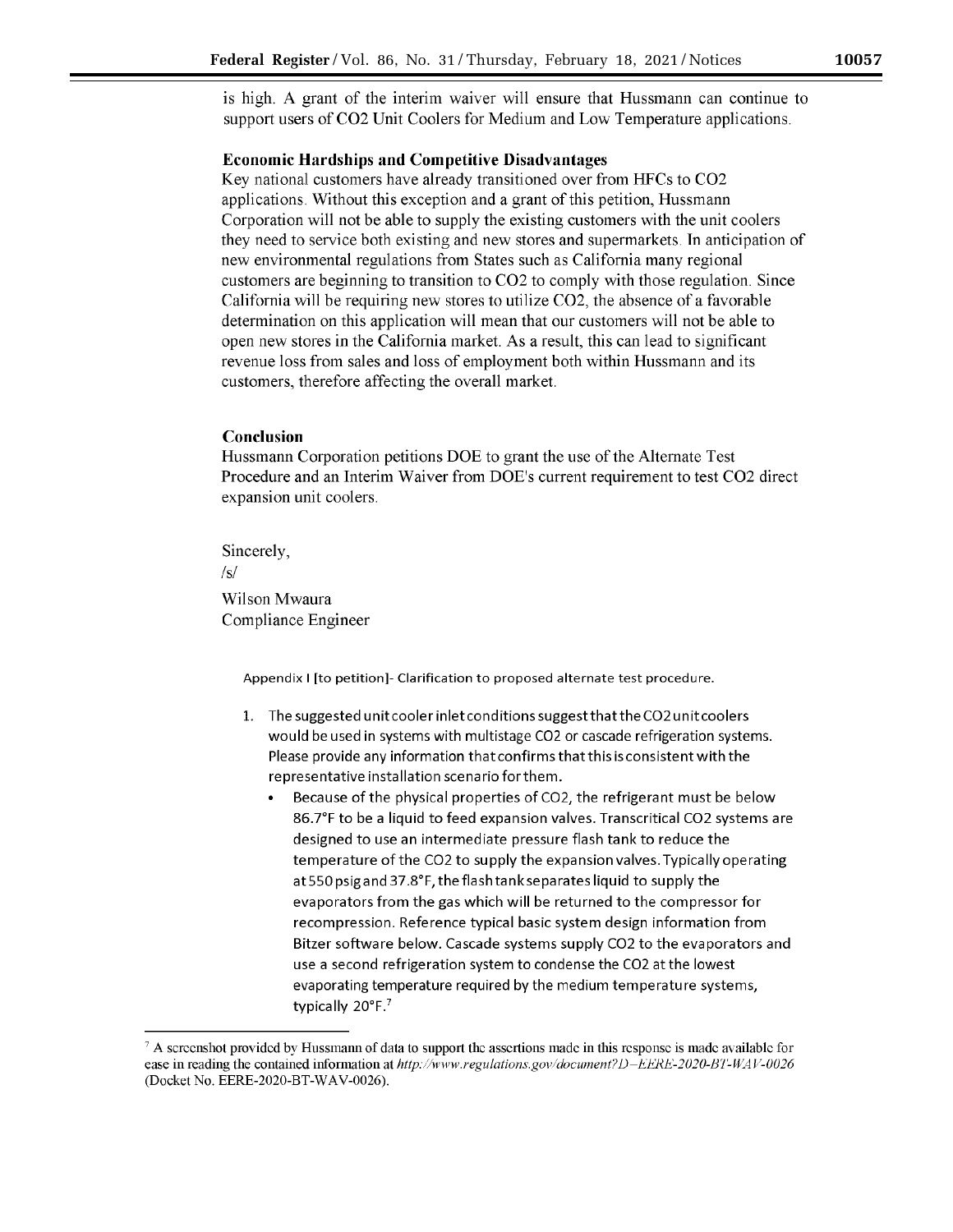is high. A grant of the interim waiver will ensure that Hussmann can continue to support users of $CO_2$ Unit Coolers for Medium and Low Temperature applications.

**Economic Hardships and Competitive Disadvantages**

Key national customers have already transitioned over from HFCs to $CO_2$ applications. Without this exception and a grant of this petition, Hussmann Corporation will not be able to supply the existing customers with the unit coolers they need to service both existing and new stores and supermarkets. In anticipation of new environmental regulations from States such as California many regional customers are beginning to transition to $CO_2$ to comply with those regulation. Since California will be requiring new stores to utilize $CO_2$, the absence of a favorable determination on this application will mean that our customers will not be able to open new stores in the California market. As a result, this can lead to significant revenue loss from sales and loss of employment both within Hussmann and its customers, therefore affecting the overall market.

**Conclusion**

Hussmann Corporation petitions DOE to grant the use of the Alternate Test Procedure and an Interim Waiver from DOE's current requirement to test $CO_2$ direct expansion unit coolers.

Sincerely,
/s/
Wilson Mwaura
Compliance Engineer

Appendix I [to petition]- Clarification to proposed alternate test procedure.

1. The suggested unit cooler inlet conditions suggest that the $CO_2$ unit coolers would be used in systems with multistage $CO_2$ or cascade refrigeration systems. Please provide any information that confirms that this is consistent with the representative installation scenario for them.
   - Because of the physical properties of $CO_2$, the refrigerant must be below 86.7°F to be a liquid to feed expansion valves. Transcritical $CO_2$ systems are designed to use an intermediate pressure flash tank to reduce the temperature of the $CO_2$ to supply the expansion valves. Typically operating at 550 psig and 37.8°F, the flash tank separates liquid to supply the evaporators from the gas which will be returned to the compressor for recompression. Reference typical basic system design information from Bitzer software below. Cascade systems supply $CO_2$ to the evaporators and use a second refrigeration system to condense the $CO_2$ at the lowest evaporating temperature required by the medium temperature systems, typically 20°F.[7]

[7] A screenshot provided by Hussmann of data to support the assertions made in this response is made available for ease in reading the contained information at *http://www.regulations.gov/document?D=EERE-2020-BT-WAV-0026* (Docket No. EERE-2020-BT-WAV-0026).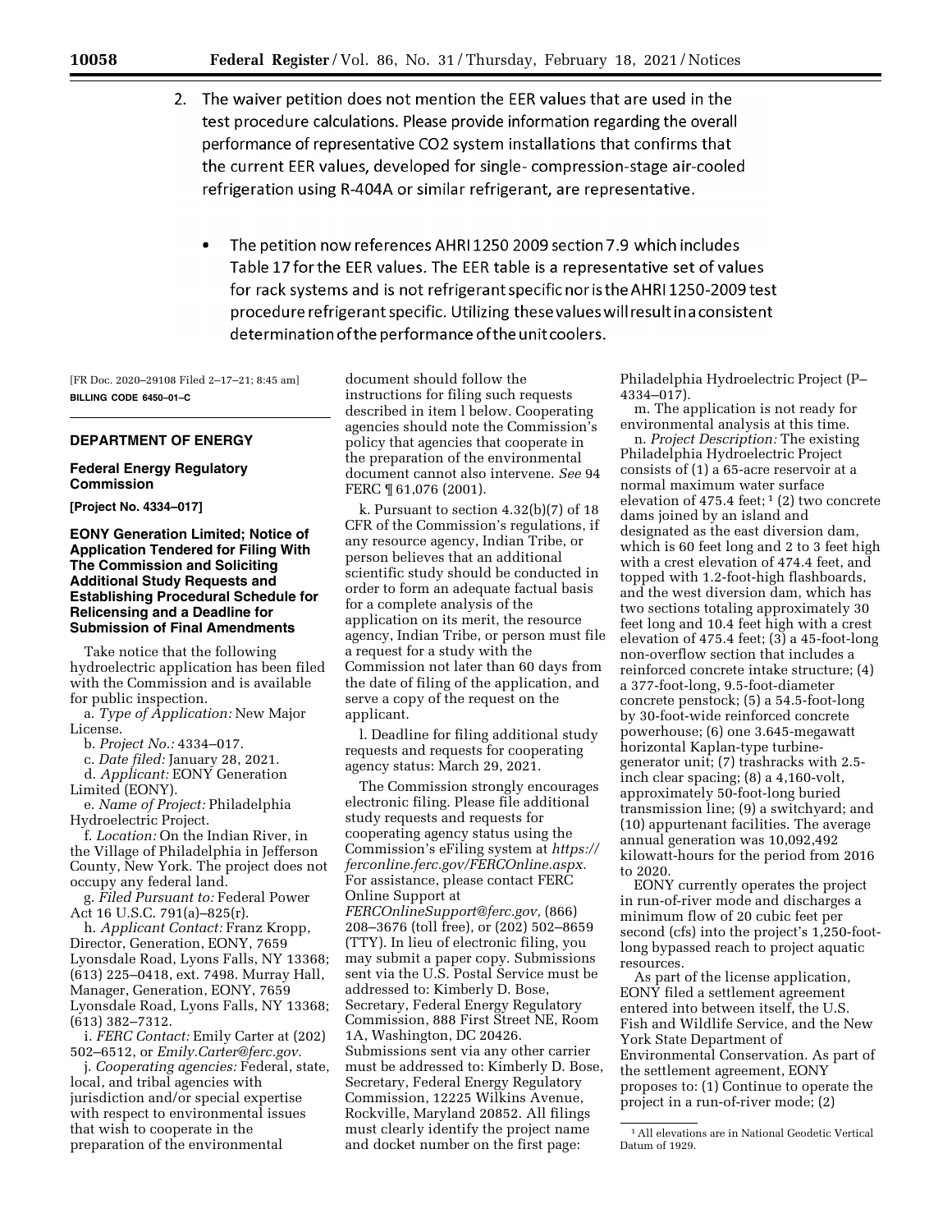2. The waiver petition does not mention the EER values that are used in the test procedure calculations. Please provide information regarding the overall performance of representative CO2 system installations that confirms that the current EER values, developed for single- compression-stage air-cooled refrigeration using R-404A or similar refrigerant, are representative.

   - The petition now references AHRI 1250 2009 section 7.9 which includes Table 17 for the EER values. The EER table is a representative set of values for rack systems and is not refrigerant specific nor is the AHRI 1250-2009 test procedure refrigerant specific. Utilizing these values will result in a consistent determination of the performance of the unit coolers.

[FR Doc. 2020–29108 Filed 2–17–21; 8:45 am]

**BILLING CODE 6450–01–C**

## DEPARTMENT OF ENERGY

### Federal Energy Regulatory Commission

**[Project No. 4334–017]**

### EONY Generation Limited; Notice of Application Tendered for Filing With The Commission and Soliciting Additional Study Requests and Establishing Procedural Schedule for Relicensing and a Deadline for Submission of Final Amendments

Take notice that the following hydroelectric application has been filed with the Commission and is available for public inspection.

a. *Type of Application:* New Major License.

b. *Project No.:* 4334–017.

c. *Date filed:* January 28, 2021.

d. *Applicant:* EONY Generation Limited (EONY).

e. *Name of Project:* Philadelphia Hydroelectric Project.

f. *Location:* On the Indian River, in the Village of Philadelphia in Jefferson County, New York. The project does not occupy any federal land.

g. *Filed Pursuant to:* Federal Power Act 16 U.S.C. 791(a)–825(r).

h. *Applicant Contact:* Franz Kropp, Director, Generation, EONY, 7659 Lyonsdale Road, Lyons Falls, NY 13368; (613) 225–0418, ext. 7498. Murray Hall, Manager, Generation, EONY, 7659 Lyonsdale Road, Lyons Falls, NY 13368; (613) 382–7312.

i. *FERC Contact:* Emily Carter at (202) 502–6512, or *Emily.Carter@ferc.gov.*

j. *Cooperating agencies:* Federal, state, local, and tribal agencies with jurisdiction and/or special expertise with respect to environmental issues that wish to cooperate in the preparation of the environmental document should follow the instructions for filing such requests described in item l below. Cooperating agencies should note the Commission's policy that agencies that cooperate in the preparation of the environmental document cannot also intervene. *See* 94 FERC ¶ 61,076 (2001).

k. Pursuant to section 4.32(b)(7) of 18 CFR of the Commission's regulations, if any resource agency, Indian Tribe, or person believes that an additional scientific study should be conducted in order to form an adequate factual basis for a complete analysis of the application on its merit, the resource agency, Indian Tribe, or person must file a request for a study with the Commission not later than 60 days from the date of filing of the application, and serve a copy of the request on the applicant.

l. Deadline for filing additional study requests and requests for cooperating agency status: March 29, 2021.

The Commission strongly encourages electronic filing. Please file additional study requests and requests for cooperating agency status using the Commission's eFiling system at *https://ferconline.ferc.gov/FERCOnline.aspx.* For assistance, please contact FERC Online Support at *FERCOnlineSupport@ferc.gov,* (866) 208–3676 (toll free), or (202) 502–8659 (TTY). In lieu of electronic filing, you may submit a paper copy. Submissions sent via the U.S. Postal Service must be addressed to: Kimberly D. Bose, Secretary, Federal Energy Regulatory Commission, 888 First Street NE, Room 1A, Washington, DC 20426. Submissions sent via any other carrier must be addressed to: Kimberly D. Bose, Secretary, Federal Energy Regulatory Commission, 12225 Wilkins Avenue, Rockville, Maryland 20852. All filings must clearly identify the project name and docket number on the first page: Philadelphia Hydroelectric Project (P–4334–017).

m. The application is not ready for environmental analysis at this time.

n. *Project Description:* The existing Philadelphia Hydroelectric Project consists of (1) a 65-acre reservoir at a normal maximum water surface elevation of 475.4 feet;[1] (2) two concrete dams joined by an island and designated as the east diversion dam, which is 60 feet long and 2 to 3 feet high with a crest elevation of 474.4 feet, and topped with 1.2-foot-high flashboards, and the west diversion dam, which has two sections totaling approximately 30 feet long and 10.4 feet high with a crest elevation of 475.4 feet; (3) a 45-foot-long non-overflow section that includes a reinforced concrete intake structure; (4) a 377-foot-long, 9.5-foot-diameter concrete penstock; (5) a 54.5-foot-long by 30-foot-wide reinforced concrete powerhouse; (6) one 3.645-megawatt horizontal Kaplan-type turbine-generator unit; (7) trashracks with 2.5-inch clear spacing; (8) a 4,160-volt, approximately 50-foot-long buried transmission line; (9) a switchyard; and (10) appurtenant facilities. The average annual generation was 10,092,492 kilowatt-hours for the period from 2016 to 2020.

EONY currently operates the project in run-of-river mode and discharges a minimum flow of 20 cubic feet per second (cfs) into the project's 1,250-foot-long bypassed reach to project aquatic resources.

As part of the license application, EONY filed a settlement agreement entered into between itself, the U.S. Fish and Wildlife Service, and the New York State Department of Environmental Conservation. As part of the settlement agreement, EONY proposes to: (1) Continue to operate the project in a run-of-river mode; (2)

[1] All elevations are in National Geodetic Vertical Datum of 1929.